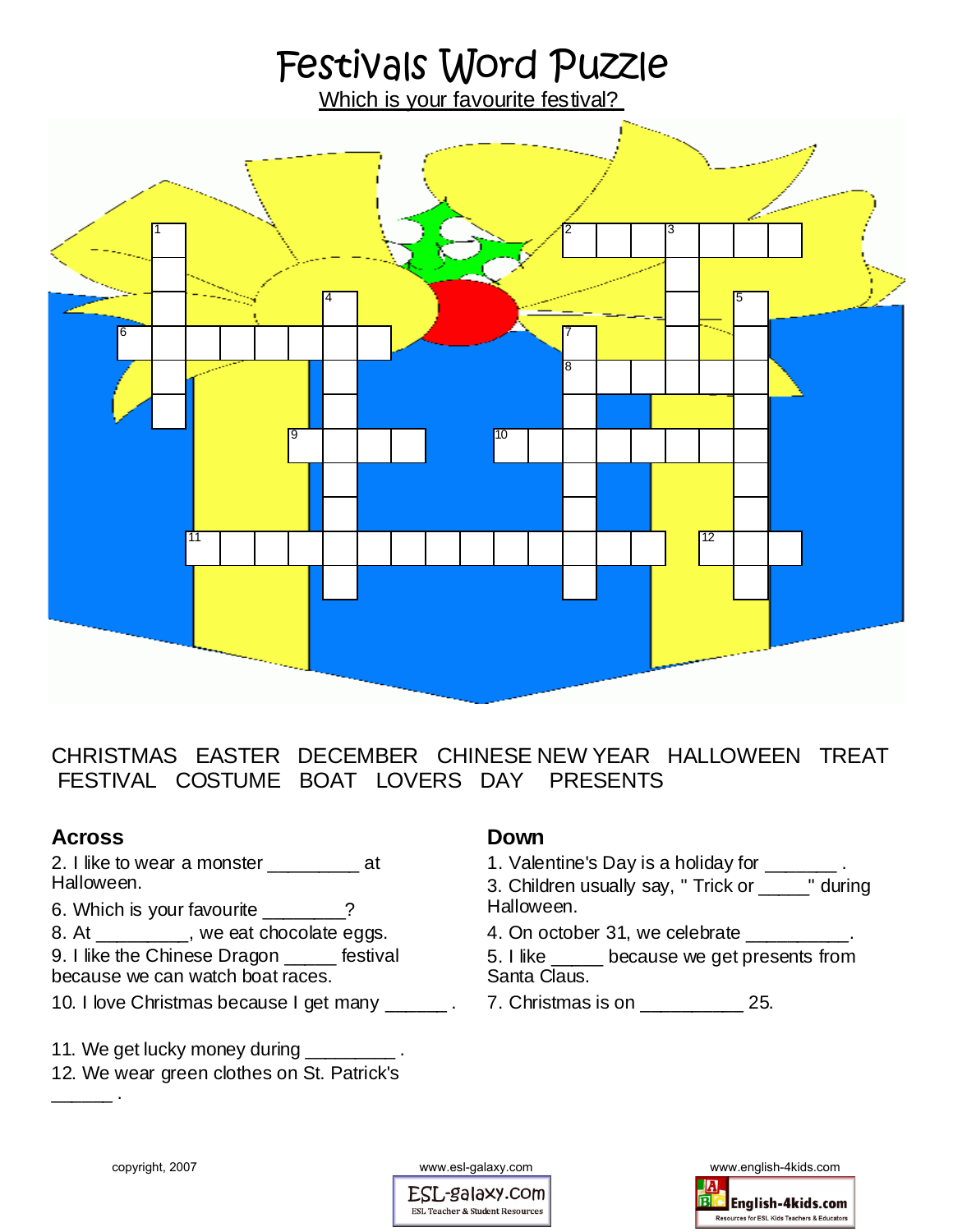# Festivals Word Puzzle

Which is your favourite festival?

CHRISTMAS EASTER DECEMBER CHINESE NEW YEAR HALLOWEEN TREAT FESTIVAL COSTUME BOAT LOVERS DAY PRESENTS

## Across

2. I like to wear a monster _________ at Halloween.
6. Which is your favourite ________?
8. At _________, we eat chocolate eggs.
9. I like the Chinese Dragon _____ festival because we can watch boat races.
10. I love Christmas because I get many ______ .
11. We get lucky money during _________ .
12. We wear green clothes on St. Patrick's ______ .

## Down

1. Valentine's Day is a holiday for _______ .
3. Children usually say, " Trick or _____" during Halloween.
4. On october 31, we celebrate __________.
5. I like _____ because we get presents from Santa Claus.
7. Christmas is on __________ 25.

copyright, 2007 www.esl-galaxy.com www.english-4kids.com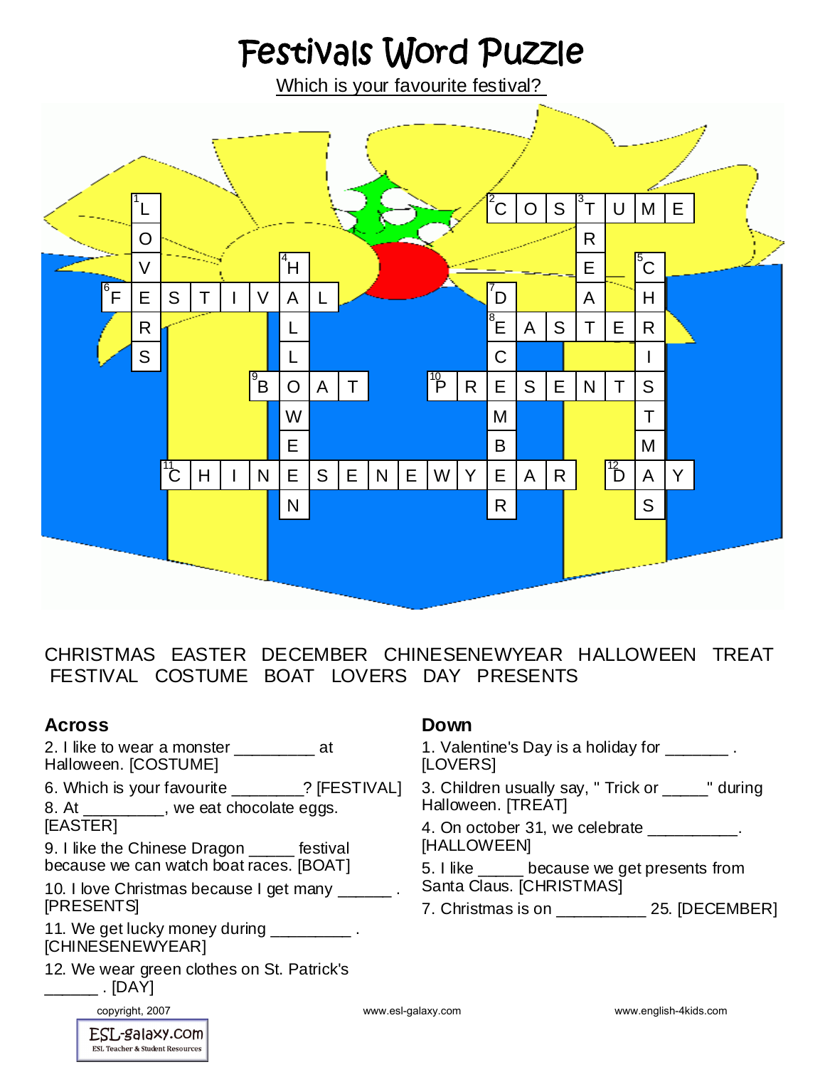# Festivals Word Puzzle

Which is your favourite festival?

CHRISTMAS EASTER DECEMBER CHINESENEWYEAR HALLOWEEN TREAT FESTIVAL COSTUME BOAT LOVERS DAY PRESENTS

## Across

2. I like to wear a monster _________ at Halloween. [COSTUME]

6. Which is your favourite ________? [FESTIVAL]

8. At _________, we eat chocolate eggs. [EASTER]

9. I like the Chinese Dragon _____ festival because we can watch boat races. [BOAT]

10. I love Christmas because I get many ______ . [PRESENTS]

11. We get lucky money during _________ . [CHINESENEWYEAR]

12. We wear green clothes on St. Patrick's ______ . [DAY]

## Down

1. Valentine's Day is a holiday for _______ . [LOVERS]

3. Children usually say, " Trick or _____" during Halloween. [TREAT]

4. On october 31, we celebrate __________. [HALLOWEEN]

5. I like _____ because we get presents from Santa Claus. [CHRISTMAS]

7. Christmas is on __________ 25. [DECEMBER]

copyright, 2007 www.esl-galaxy.com www.english-4kids.com

ESL-galaxy.com ESL Teacher & Student Resources